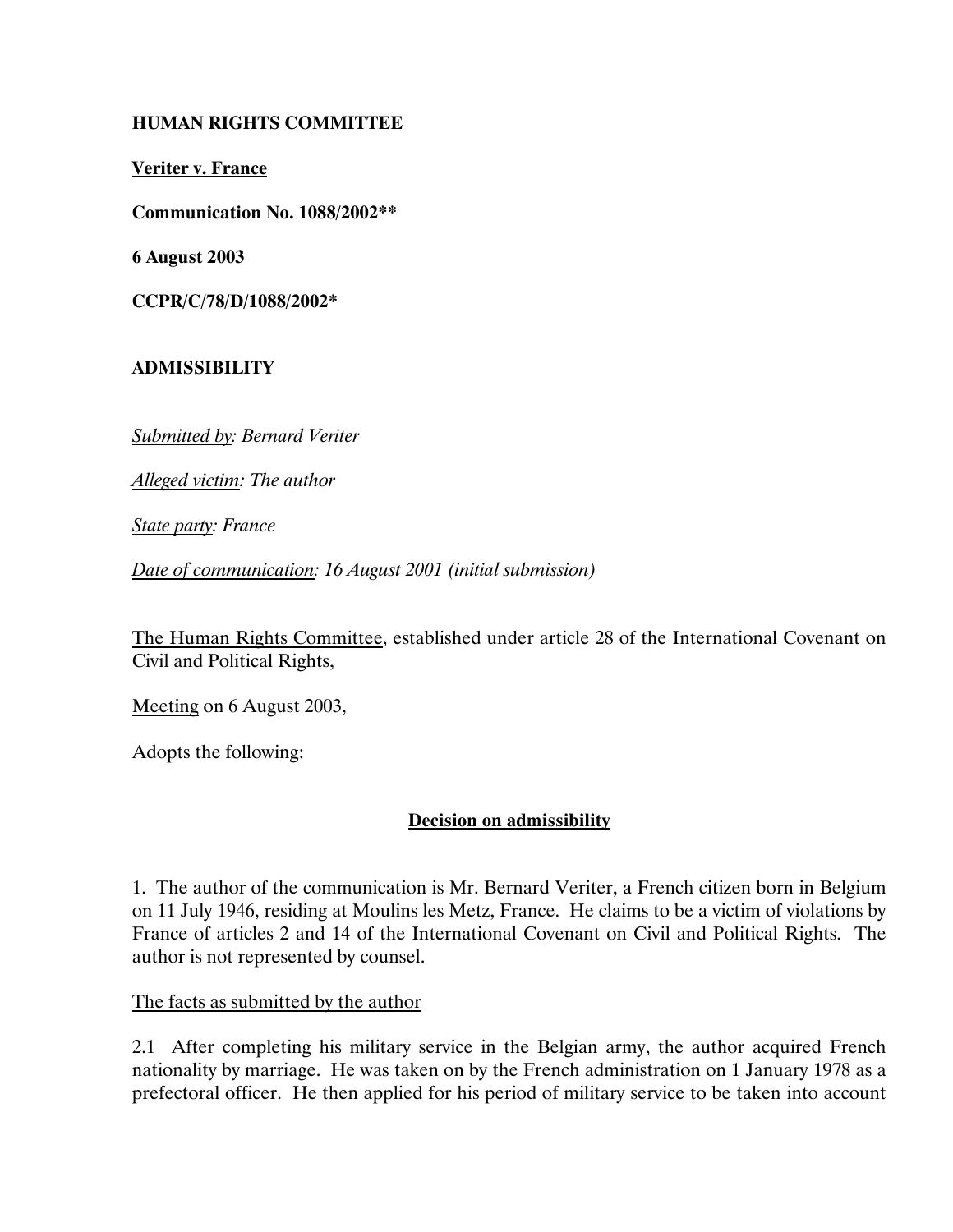**HUMAN RIGHTS COMMITTEE**

**Veriter v. France**

**Communication No. 1088/2002****

**6 August 2003**

**CCPR/C/78/D/1088/2002***

**ADMISSIBILITY**

*Submitted by: Bernard Veriter*

*Alleged victim: The author*

*State party: France*

*Date of communication: 16 August 2001 (initial submission)*

The Human Rights Committee, established under article 28 of the International Covenant on Civil and Political Rights,

Meeting on 6 August 2003,

Adopts the following:

## Decision on admissibility

1. The author of the communication is Mr. Bernard Veriter, a French citizen born in Belgium on 11 July 1946, residing at Moulins les Metz, France. He claims to be a victim of violations by France of articles 2 and 14 of the International Covenant on Civil and Political Rights. The author is not represented by counsel.

The facts as submitted by the author

2.1 After completing his military service in the Belgian army, the author acquired French nationality by marriage. He was taken on by the French administration on 1 January 1978 as a prefectoral officer. He then applied for his period of military service to be taken into account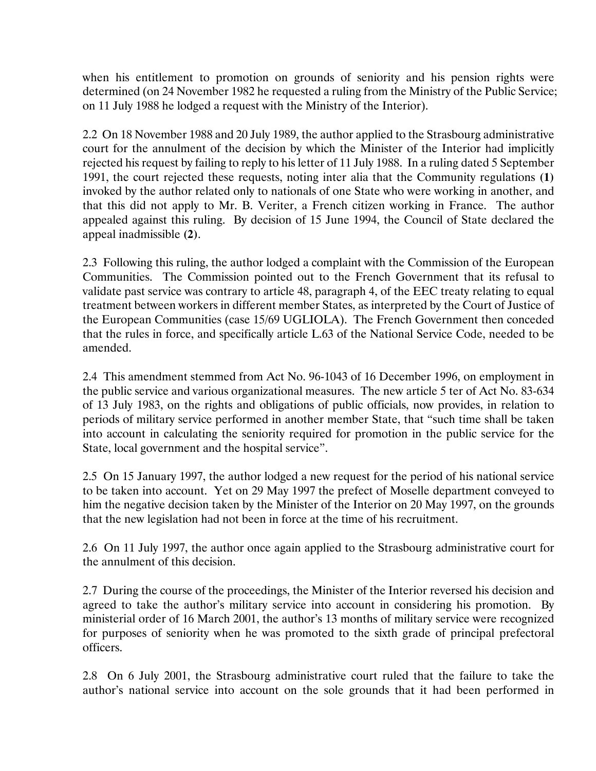when his entitlement to promotion on grounds of seniority and his pension rights were determined (on 24 November 1982 he requested a ruling from the Ministry of the Public Service; on 11 July 1988 he lodged a request with the Ministry of the Interior).

2.2 On 18 November 1988 and 20 July 1989, the author applied to the Strasbourg administrative court for the annulment of the decision by which the Minister of the Interior had implicitly rejected his request by failing to reply to his letter of 11 July 1988. In a ruling dated 5 September 1991, the court rejected these requests, noting inter alia that the Community regulations **(1)** invoked by the author related only to nationals of one State who were working in another, and that this did not apply to Mr. B. Veriter, a French citizen working in France. The author appealed against this ruling. By decision of 15 June 1994, the Council of State declared the appeal inadmissible **(2)**.

2.3 Following this ruling, the author lodged a complaint with the Commission of the European Communities. The Commission pointed out to the French Government that its refusal to validate past service was contrary to article 48, paragraph 4, of the EEC treaty relating to equal treatment between workers in different member States, as interpreted by the Court of Justice of the European Communities (case 15/69 UGLIOLA). The French Government then conceded that the rules in force, and specifically article L.63 of the National Service Code, needed to be amended.

2.4 This amendment stemmed from Act No. 96-1043 of 16 December 1996, on employment in the public service and various organizational measures. The new article 5 ter of Act No. 83-634 of 13 July 1983, on the rights and obligations of public officials, now provides, in relation to periods of military service performed in another member State, that "such time shall be taken into account in calculating the seniority required for promotion in the public service for the State, local government and the hospital service".

2.5 On 15 January 1997, the author lodged a new request for the period of his national service to be taken into account. Yet on 29 May 1997 the prefect of Moselle department conveyed to him the negative decision taken by the Minister of the Interior on 20 May 1997, on the grounds that the new legislation had not been in force at the time of his recruitment.

2.6 On 11 July 1997, the author once again applied to the Strasbourg administrative court for the annulment of this decision.

2.7 During the course of the proceedings, the Minister of the Interior reversed his decision and agreed to take the author's military service into account in considering his promotion. By ministerial order of 16 March 2001, the author's 13 months of military service were recognized for purposes of seniority when he was promoted to the sixth grade of principal prefectoral officers.

2.8 On 6 July 2001, the Strasbourg administrative court ruled that the failure to take the author's national service into account on the sole grounds that it had been performed in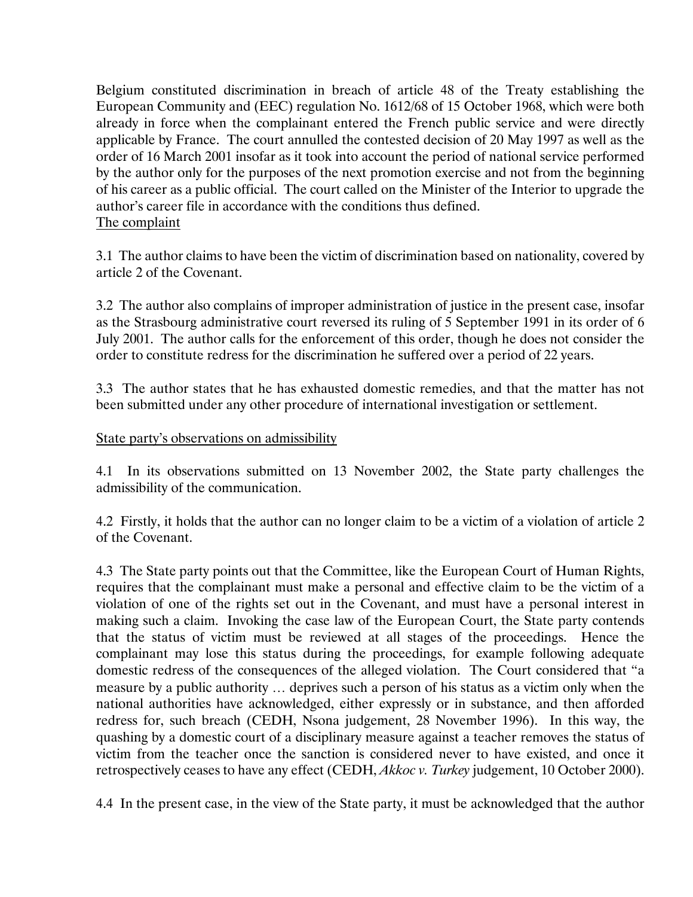Belgium constituted discrimination in breach of article 48 of the Treaty establishing the European Community and (EEC) regulation No. 1612/68 of 15 October 1968, which were both already in force when the complainant entered the French public service and were directly applicable by France. The court annulled the contested decision of 20 May 1997 as well as the order of 16 March 2001 insofar as it took into account the period of national service performed by the author only for the purposes of the next promotion exercise and not from the beginning of his career as a public official. The court called on the Minister of the Interior to upgrade the author's career file in accordance with the conditions thus defined.

The complaint

3.1 The author claims to have been the victim of discrimination based on nationality, covered by article 2 of the Covenant.

3.2 The author also complains of improper administration of justice in the present case, insofar as the Strasbourg administrative court reversed its ruling of 5 September 1991 in its order of 6 July 2001. The author calls for the enforcement of this order, though he does not consider the order to constitute redress for the discrimination he suffered over a period of 22 years.

3.3 The author states that he has exhausted domestic remedies, and that the matter has not been submitted under any other procedure of international investigation or settlement.

State party's observations on admissibility

4.1 In its observations submitted on 13 November 2002, the State party challenges the admissibility of the communication.

4.2 Firstly, it holds that the author can no longer claim to be a victim of a violation of article 2 of the Covenant.

4.3 The State party points out that the Committee, like the European Court of Human Rights, requires that the complainant must make a personal and effective claim to be the victim of a violation of one of the rights set out in the Covenant, and must have a personal interest in making such a claim. Invoking the case law of the European Court, the State party contends that the status of victim must be reviewed at all stages of the proceedings. Hence the complainant may lose this status during the proceedings, for example following adequate domestic redress of the consequences of the alleged violation. The Court considered that "a measure by a public authority … deprives such a person of his status as a victim only when the national authorities have acknowledged, either expressly or in substance, and then afforded redress for, such breach (CEDH, Nsona judgement, 28 November 1996). In this way, the quashing by a domestic court of a disciplinary measure against a teacher removes the status of victim from the teacher once the sanction is considered never to have existed, and once it retrospectively ceases to have any effect (CEDH, *Akkoc v. Turkey* judgement, 10 October 2000).

4.4 In the present case, in the view of the State party, it must be acknowledged that the author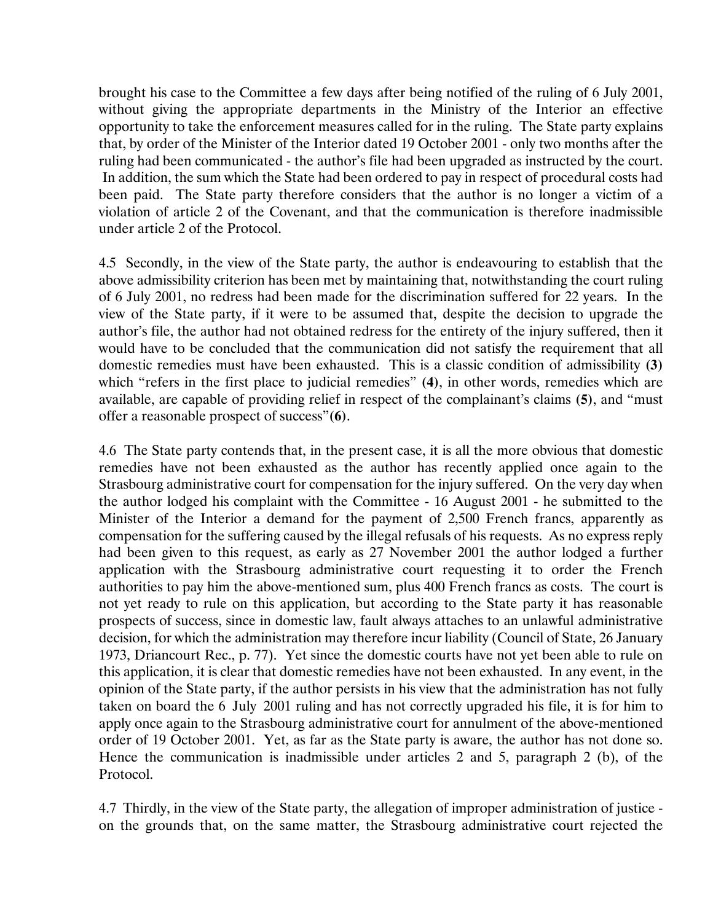brought his case to the Committee a few days after being notified of the ruling of 6 July 2001, without giving the appropriate departments in the Ministry of the Interior an effective opportunity to take the enforcement measures called for in the ruling. The State party explains that, by order of the Minister of the Interior dated 19 October 2001 - only two months after the ruling had been communicated - the author's file had been upgraded as instructed by the court. In addition, the sum which the State had been ordered to pay in respect of procedural costs had been paid. The State party therefore considers that the author is no longer a victim of a violation of article 2 of the Covenant, and that the communication is therefore inadmissible under article 2 of the Protocol.

4.5 Secondly, in the view of the State party, the author is endeavouring to establish that the above admissibility criterion has been met by maintaining that, notwithstanding the court ruling of 6 July 2001, no redress had been made for the discrimination suffered for 22 years. In the view of the State party, if it were to be assumed that, despite the decision to upgrade the author's file, the author had not obtained redress for the entirety of the injury suffered, then it would have to be concluded that the communication did not satisfy the requirement that all domestic remedies must have been exhausted. This is a classic condition of admissibility **(3)** which "refers in the first place to judicial remedies" **(4)**, in other words, remedies which are available, are capable of providing relief in respect of the complainant's claims **(5)**, and "must offer a reasonable prospect of success"**(6)**.

4.6 The State party contends that, in the present case, it is all the more obvious that domestic remedies have not been exhausted as the author has recently applied once again to the Strasbourg administrative court for compensation for the injury suffered. On the very day when the author lodged his complaint with the Committee - 16 August 2001 - he submitted to the Minister of the Interior a demand for the payment of 2,500 French francs, apparently as compensation for the suffering caused by the illegal refusals of his requests. As no express reply had been given to this request, as early as 27 November 2001 the author lodged a further application with the Strasbourg administrative court requesting it to order the French authorities to pay him the above-mentioned sum, plus 400 French francs as costs. The court is not yet ready to rule on this application, but according to the State party it has reasonable prospects of success, since in domestic law, fault always attaches to an unlawful administrative decision, for which the administration may therefore incur liability (Council of State, 26 January 1973, Driancourt Rec., p. 77). Yet since the domestic courts have not yet been able to rule on this application, it is clear that domestic remedies have not been exhausted. In any event, in the opinion of the State party, if the author persists in his view that the administration has not fully taken on board the 6 July 2001 ruling and has not correctly upgraded his file, it is for him to apply once again to the Strasbourg administrative court for annulment of the above-mentioned order of 19 October 2001. Yet, as far as the State party is aware, the author has not done so. Hence the communication is inadmissible under articles 2 and 5, paragraph 2 (b), of the Protocol.

4.7 Thirdly, in the view of the State party, the allegation of improper administration of justice - on the grounds that, on the same matter, the Strasbourg administrative court rejected the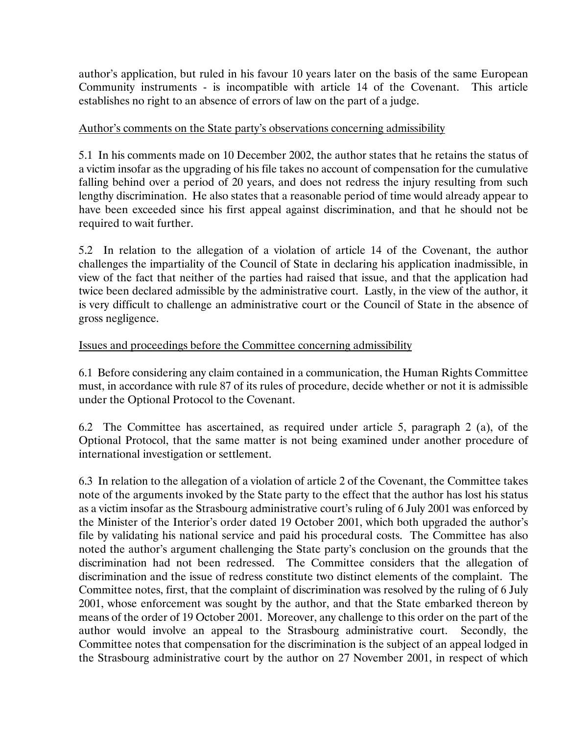author's application, but ruled in his favour 10 years later on the basis of the same European Community instruments - is incompatible with article 14 of the Covenant. This article establishes no right to an absence of errors of law on the part of a judge.

Author's comments on the State party's observations concerning admissibility

5.1 In his comments made on 10 December 2002, the author states that he retains the status of a victim insofar as the upgrading of his file takes no account of compensation for the cumulative falling behind over a period of 20 years, and does not redress the injury resulting from such lengthy discrimination. He also states that a reasonable period of time would already appear to have been exceeded since his first appeal against discrimination, and that he should not be required to wait further.

5.2 In relation to the allegation of a violation of article 14 of the Covenant, the author challenges the impartiality of the Council of State in declaring his application inadmissible, in view of the fact that neither of the parties had raised that issue, and that the application had twice been declared admissible by the administrative court. Lastly, in the view of the author, it is very difficult to challenge an administrative court or the Council of State in the absence of gross negligence.

Issues and proceedings before the Committee concerning admissibility

6.1 Before considering any claim contained in a communication, the Human Rights Committee must, in accordance with rule 87 of its rules of procedure, decide whether or not it is admissible under the Optional Protocol to the Covenant.

6.2 The Committee has ascertained, as required under article 5, paragraph 2 (a), of the Optional Protocol, that the same matter is not being examined under another procedure of international investigation or settlement.

6.3 In relation to the allegation of a violation of article 2 of the Covenant, the Committee takes note of the arguments invoked by the State party to the effect that the author has lost his status as a victim insofar as the Strasbourg administrative court's ruling of 6 July 2001 was enforced by the Minister of the Interior's order dated 19 October 2001, which both upgraded the author's file by validating his national service and paid his procedural costs. The Committee has also noted the author's argument challenging the State party's conclusion on the grounds that the discrimination had not been redressed. The Committee considers that the allegation of discrimination and the issue of redress constitute two distinct elements of the complaint. The Committee notes, first, that the complaint of discrimination was resolved by the ruling of 6 July 2001, whose enforcement was sought by the author, and that the State embarked thereon by means of the order of 19 October 2001. Moreover, any challenge to this order on the part of the author would involve an appeal to the Strasbourg administrative court. Secondly, the Committee notes that compensation for the discrimination is the subject of an appeal lodged in the Strasbourg administrative court by the author on 27 November 2001, in respect of which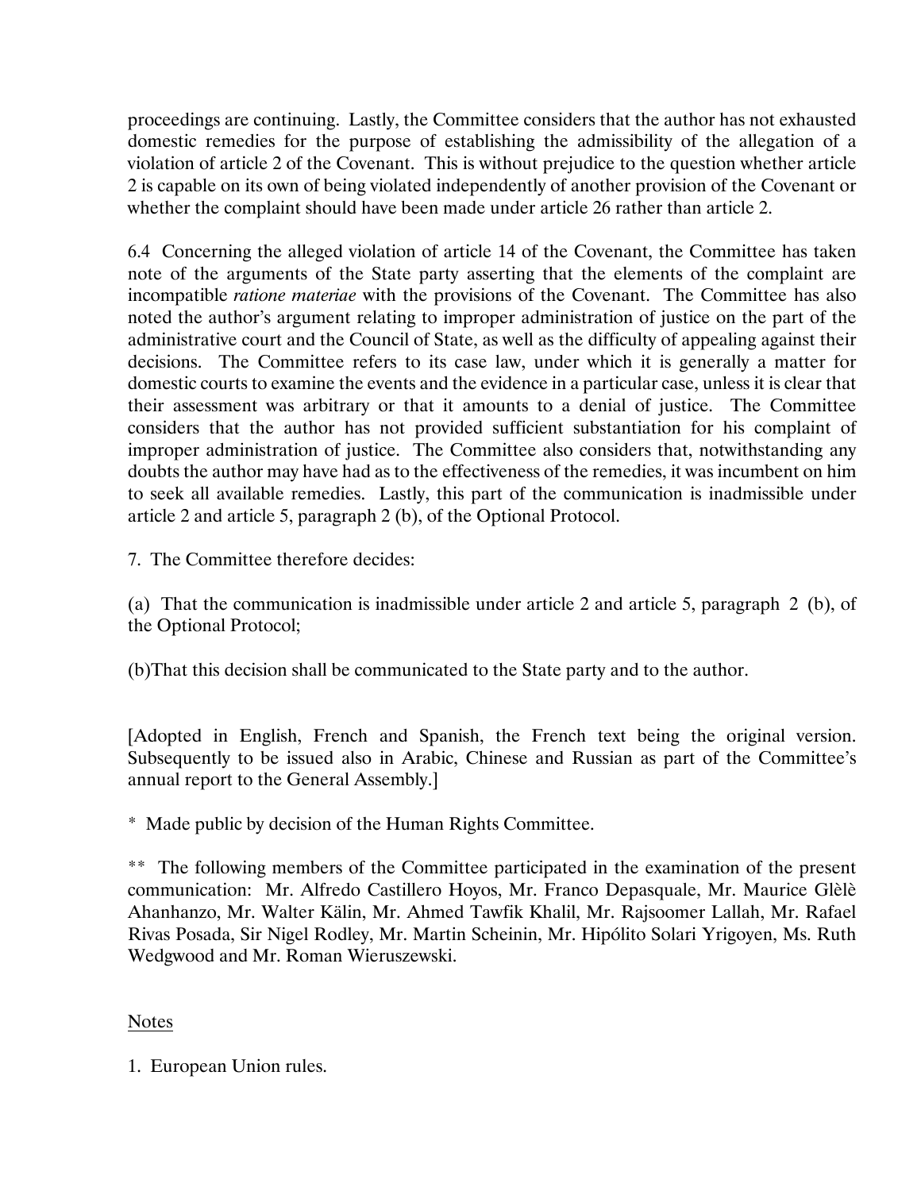proceedings are continuing. Lastly, the Committee considers that the author has not exhausted domestic remedies for the purpose of establishing the admissibility of the allegation of a violation of article 2 of the Covenant. This is without prejudice to the question whether article 2 is capable on its own of being violated independently of another provision of the Covenant or whether the complaint should have been made under article 26 rather than article 2.

6.4 Concerning the alleged violation of article 14 of the Covenant, the Committee has taken note of the arguments of the State party asserting that the elements of the complaint are incompatible *ratione materiae* with the provisions of the Covenant. The Committee has also noted the author's argument relating to improper administration of justice on the part of the administrative court and the Council of State, as well as the difficulty of appealing against their decisions. The Committee refers to its case law, under which it is generally a matter for domestic courts to examine the events and the evidence in a particular case, unless it is clear that their assessment was arbitrary or that it amounts to a denial of justice. The Committee considers that the author has not provided sufficient substantiation for his complaint of improper administration of justice. The Committee also considers that, notwithstanding any doubts the author may have had as to the effectiveness of the remedies, it was incumbent on him to seek all available remedies. Lastly, this part of the communication is inadmissible under article 2 and article 5, paragraph 2 (b), of the Optional Protocol.

7. The Committee therefore decides:

(a) That the communication is inadmissible under article 2 and article 5, paragraph 2 (b), of the Optional Protocol;

(b)That this decision shall be communicated to the State party and to the author.

[Adopted in English, French and Spanish, the French text being the original version. Subsequently to be issued also in Arabic, Chinese and Russian as part of the Committee's annual report to the General Assembly.]

* Made public by decision of the Human Rights Committee.

** The following members of the Committee participated in the examination of the present communication: Mr. Alfredo Castillero Hoyos, Mr. Franco Depasquale, Mr. Maurice Glèlè Ahanhanzo, Mr. Walter Kälin, Mr. Ahmed Tawfik Khalil, Mr. Rajsoomer Lallah, Mr. Rafael Rivas Posada, Sir Nigel Rodley, Mr. Martin Scheinin, Mr. Hipólito Solari Yrigoyen, Ms. Ruth Wedgwood and Mr. Roman Wieruszewski.

Notes

1. European Union rules.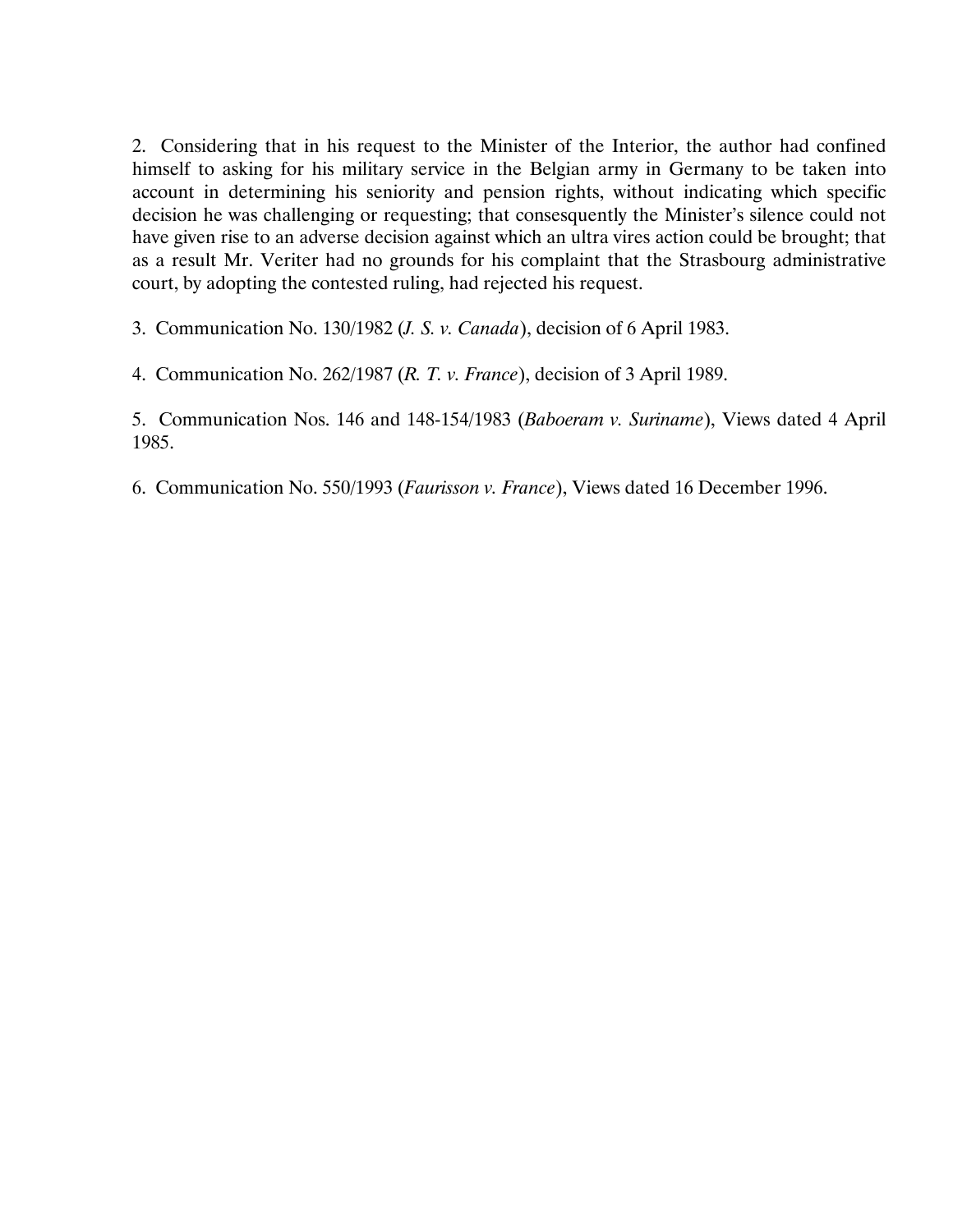2. Considering that in his request to the Minister of the Interior, the author had confined himself to asking for his military service in the Belgian army in Germany to be taken into account in determining his seniority and pension rights, without indicating which specific decision he was challenging or requesting; that consesquently the Minister's silence could not have given rise to an adverse decision against which an ultra vires action could be brought; that as a result Mr. Veriter had no grounds for his complaint that the Strasbourg administrative court, by adopting the contested ruling, had rejected his request.

3. Communication No. 130/1982 (*J. S. v. Canada*), decision of 6 April 1983.

4. Communication No. 262/1987 (*R. T. v. France*), decision of 3 April 1989.

5. Communication Nos. 146 and 148-154/1983 (*Baboeram v. Suriname*), Views dated 4 April 1985.

6. Communication No. 550/1993 (*Faurisson v. France*), Views dated 16 December 1996.